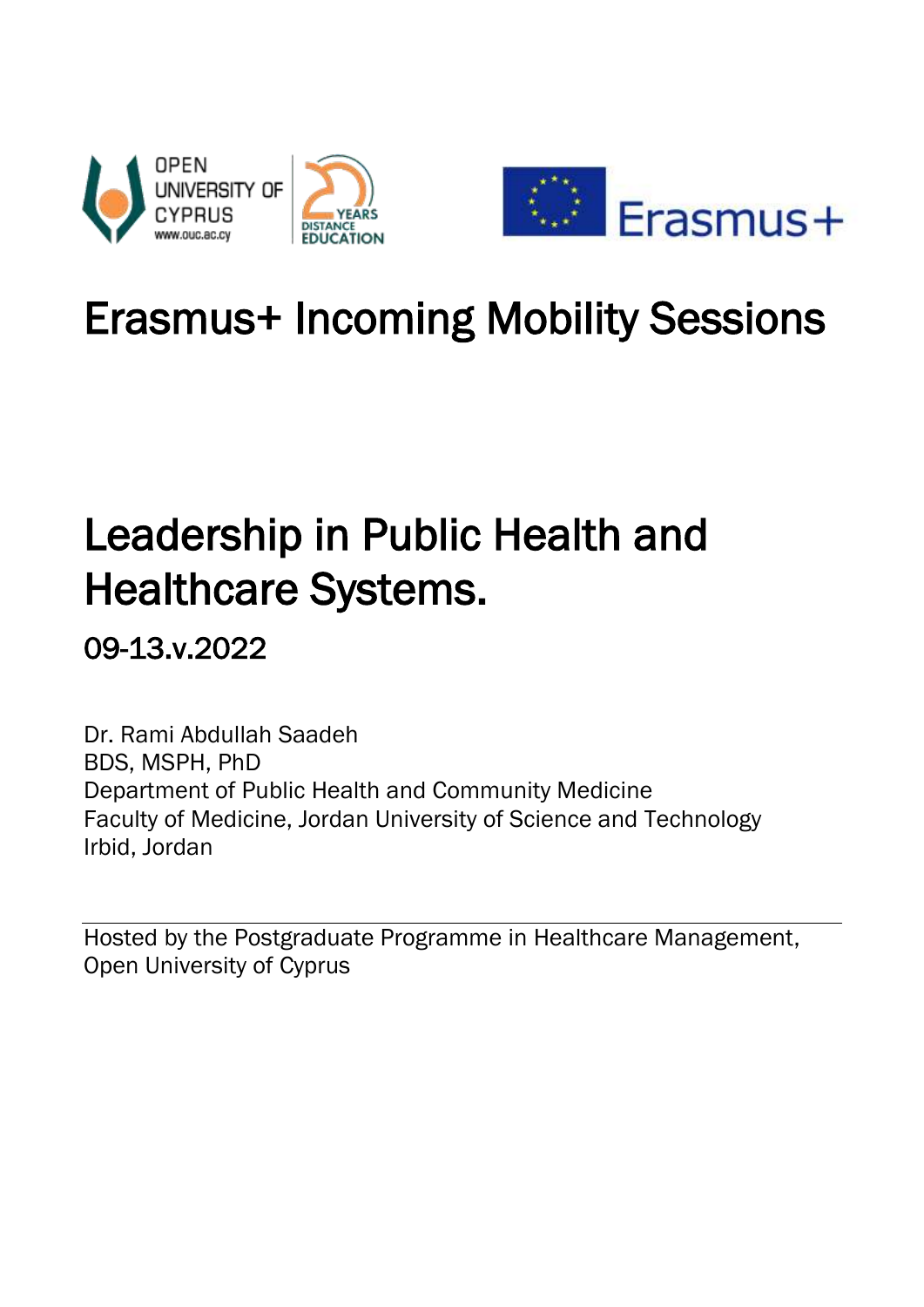# Erasmus+ Incoming Mobility Sessions

## Leadership in Public Health and Healthcare Systems.

### 09-13.v.2022

Dr. Rami Abdullah Saadeh
BDS, MSPH, PhD
Department of Public Health and Community Medicine
Faculty of Medicine, Jordan University of Science and Technology
Irbid, Jordan

---

Hosted by the Postgraduate Programme in Healthcare Management,
Open University of Cyprus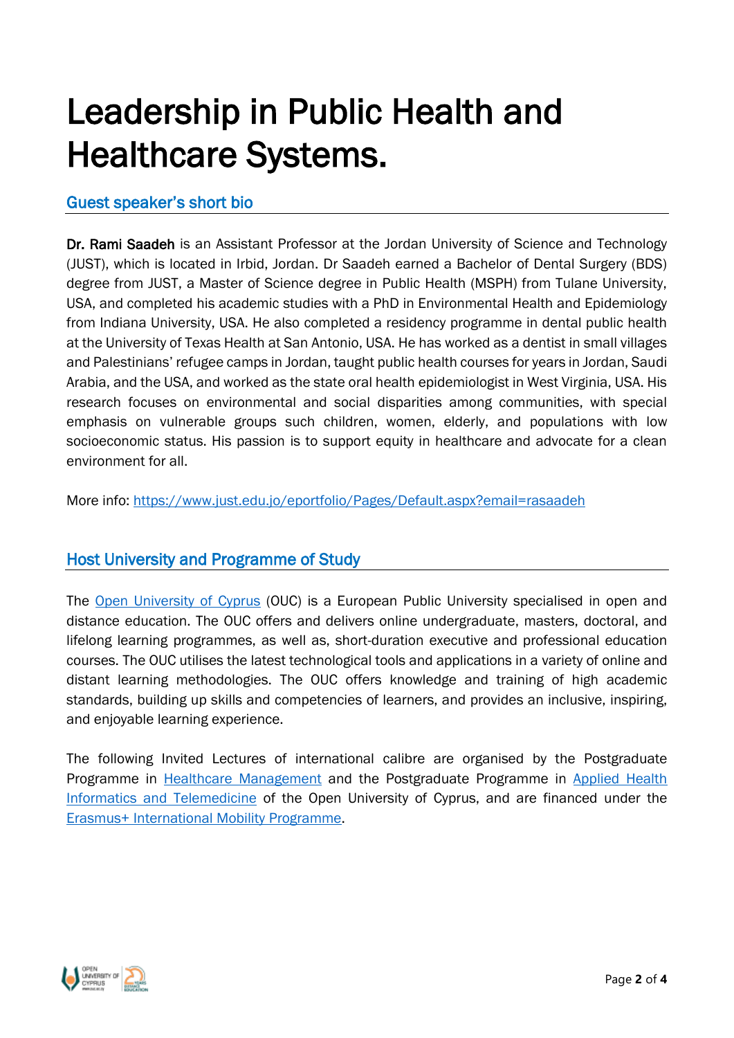# Leadership in Public Health and Healthcare Systems.

## Guest speaker's short bio

**Dr. Rami Saadeh** is an Assistant Professor at the Jordan University of Science and Technology (JUST), which is located in Irbid, Jordan. Dr Saadeh earned a Bachelor of Dental Surgery (BDS) degree from JUST, a Master of Science degree in Public Health (MSPH) from Tulane University, USA, and completed his academic studies with a PhD in Environmental Health and Epidemiology from Indiana University, USA. He also completed a residency programme in dental public health at the University of Texas Health at San Antonio, USA. He has worked as a dentist in small villages and Palestinians' refugee camps in Jordan, taught public health courses for years in Jordan, Saudi Arabia, and the USA, and worked as the state oral health epidemiologist in West Virginia, USA. His research focuses on environmental and social disparities among communities, with special emphasis on vulnerable groups such children, women, elderly, and populations with low socioeconomic status. His passion is to support equity in healthcare and advocate for a clean environment for all.

More info: [https://www.just.edu.jo/eportfolio/Pages/Default.aspx?email=rasaadeh](https://www.just.edu.jo/eportfolio/Pages/Default.aspx?email=rasaadeh)

## Host University and Programme of Study

The [Open University of Cyprus](#) (OUC) is a European Public University specialised in open and distance education. The OUC offers and delivers online undergraduate, masters, doctoral, and lifelong learning programmes, as well as, short-duration executive and professional education courses. The OUC utilises the latest technological tools and applications in a variety of online and distant learning methodologies. The OUC offers knowledge and training of high academic standards, building up skills and competencies of learners, and provides an inclusive, inspiring, and enjoyable learning experience.

The following Invited Lectures of international calibre are organised by the Postgraduate Programme in [Healthcare Management](#) and the Postgraduate Programme in [Applied Health Informatics and Telemedicine](#) of the Open University of Cyprus, and are financed under the [Erasmus+ International Mobility Programme](#).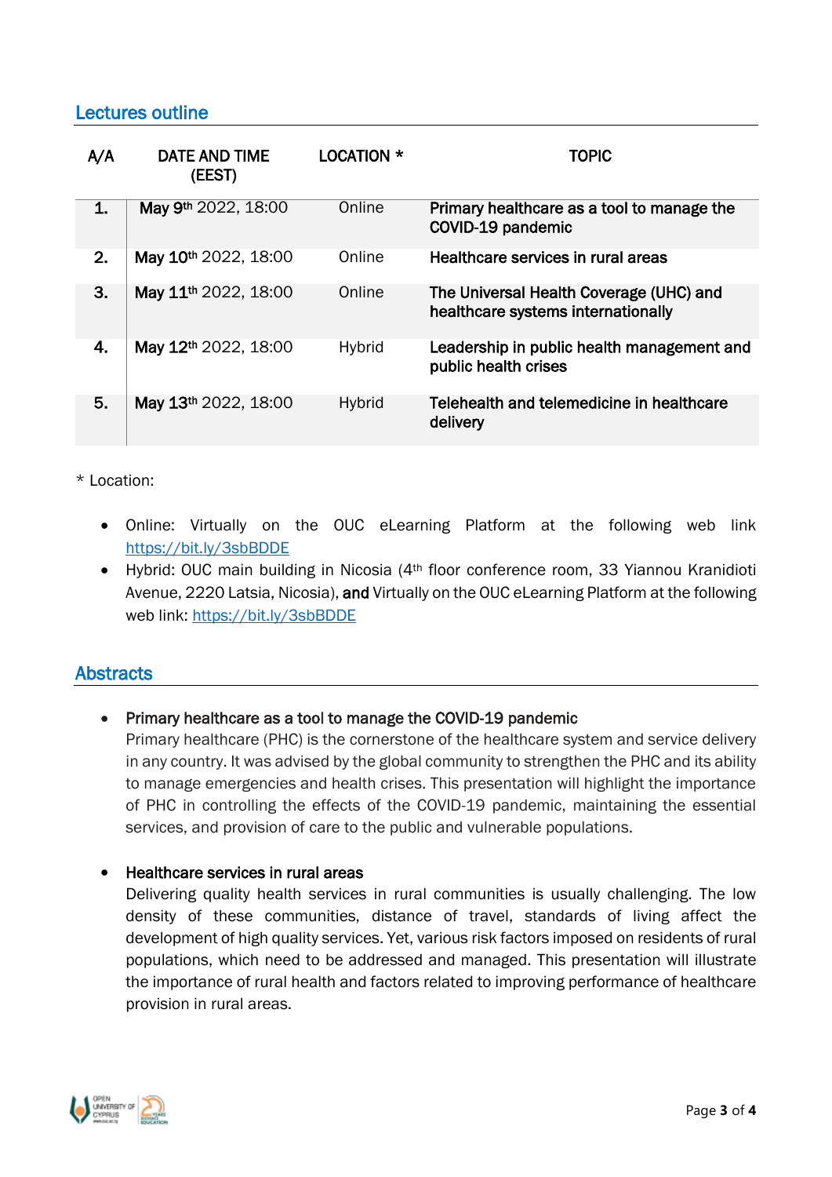## Lectures outline

| A/A | DATE AND TIME (EEST) | LOCATION * | TOPIC |
|---|---|---|---|
| 1. | **May 9th** 2022, 18:00 | Online | **Primary healthcare as a tool to manage the COVID-19 pandemic** |
| 2. | **May 10th** 2022, 18:00 | Online | **Healthcare services in rural areas** |
| 3. | **May 11th** 2022, 18:00 | Online | **The Universal Health Coverage (UHC) and healthcare systems internationally** |
| 4. | **May 12th** 2022, 18:00 | Hybrid | **Leadership in public health management and public health crises** |
| 5. | **May 13th** 2022, 18:00 | Hybrid | **Telehealth and telemedicine in healthcare delivery** |

* Location:

- Online: Virtually on the OUC eLearning Platform at the following web link https://bit.ly/3sbBDDE
- Hybrid: OUC main building in Nicosia (4th floor conference room, 33 Yiannou Kranidioti Avenue, 2220 Latsia, Nicosia), **and** Virtually on the OUC eLearning Platform at the following web link: https://bit.ly/3sbBDDE

## Abstracts

- **Primary healthcare as a tool to manage the COVID-19 pandemic**
  Primary healthcare (PHC) is the cornerstone of the healthcare system and service delivery in any country. It was advised by the global community to strengthen the PHC and its ability to manage emergencies and health crises. This presentation will highlight the importance of PHC in controlling the effects of the COVID-19 pandemic, maintaining the essential services, and provision of care to the public and vulnerable populations.

- **Healthcare services in rural areas**
  Delivering quality health services in rural communities is usually challenging. The low density of these communities, distance of travel, standards of living affect the development of high quality services. Yet, various risk factors imposed on residents of rural populations, which need to be addressed and managed. This presentation will illustrate the importance of rural health and factors related to improving performance of healthcare provision in rural areas.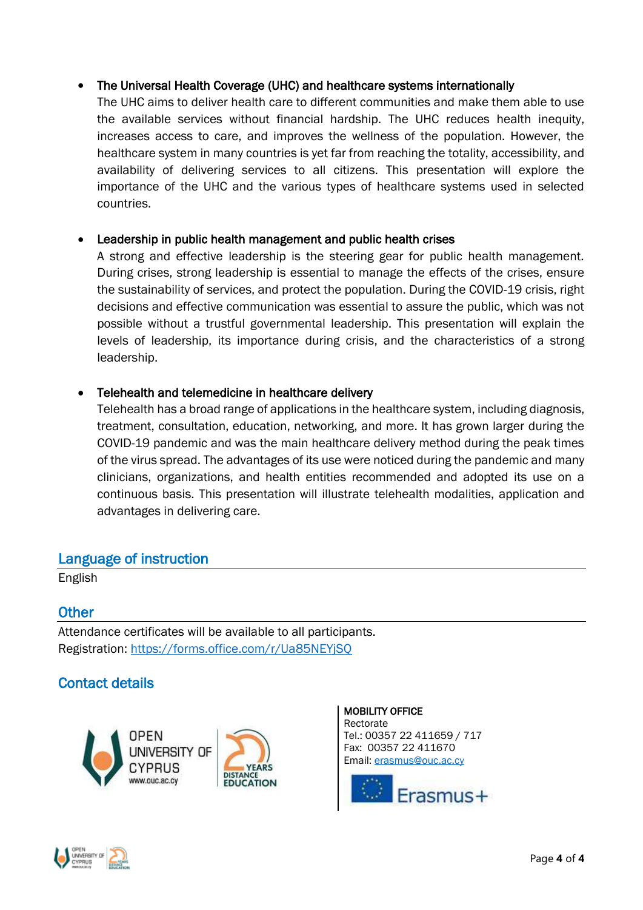- **The Universal Health Coverage (UHC) and healthcare systems internationally**
  The UHC aims to deliver health care to different communities and make them able to use the available services without financial hardship. The UHC reduces health inequity, increases access to care, and improves the wellness of the population. However, the healthcare system in many countries is yet far from reaching the totality, accessibility, and availability of delivering services to all citizens. This presentation will explore the importance of the UHC and the various types of healthcare systems used in selected countries.

- **Leadership in public health management and public health crises**
  A strong and effective leadership is the steering gear for public health management. During crises, strong leadership is essential to manage the effects of the crises, ensure the sustainability of services, and protect the population. During the COVID-19 crisis, right decisions and effective communication was essential to assure the public, which was not possible without a trustful governmental leadership. This presentation will explain the levels of leadership, its importance during crisis, and the characteristics of a strong leadership.

- **Telehealth and telemedicine in healthcare delivery**
  Telehealth has a broad range of applications in the healthcare system, including diagnosis, treatment, consultation, education, networking, and more. It has grown larger during the COVID-19 pandemic and was the main healthcare delivery method during the peak times of the virus spread. The advantages of its use were noticed during the pandemic and many clinicians, organizations, and health entities recommended and adopted its use on a continuous basis. This presentation will illustrate telehealth modalities, application and advantages in delivering care.

## Language of instruction

English

## Other

Attendance certificates will be available to all participants.
Registration: https://forms.office.com/r/Ua85NEYjSQ

## Contact details

OPEN UNIVERSITY OF CYPRUS
www.ouc.ac.cy
20 YEARS DISTANCE EDUCATION

**MOBILITY OFFICE**
Rectorate
Tel.: 00357 22 411659 / 717
Fax: 00357 22 411670
Email: erasmus@ouc.ac.cy

Erasmus+